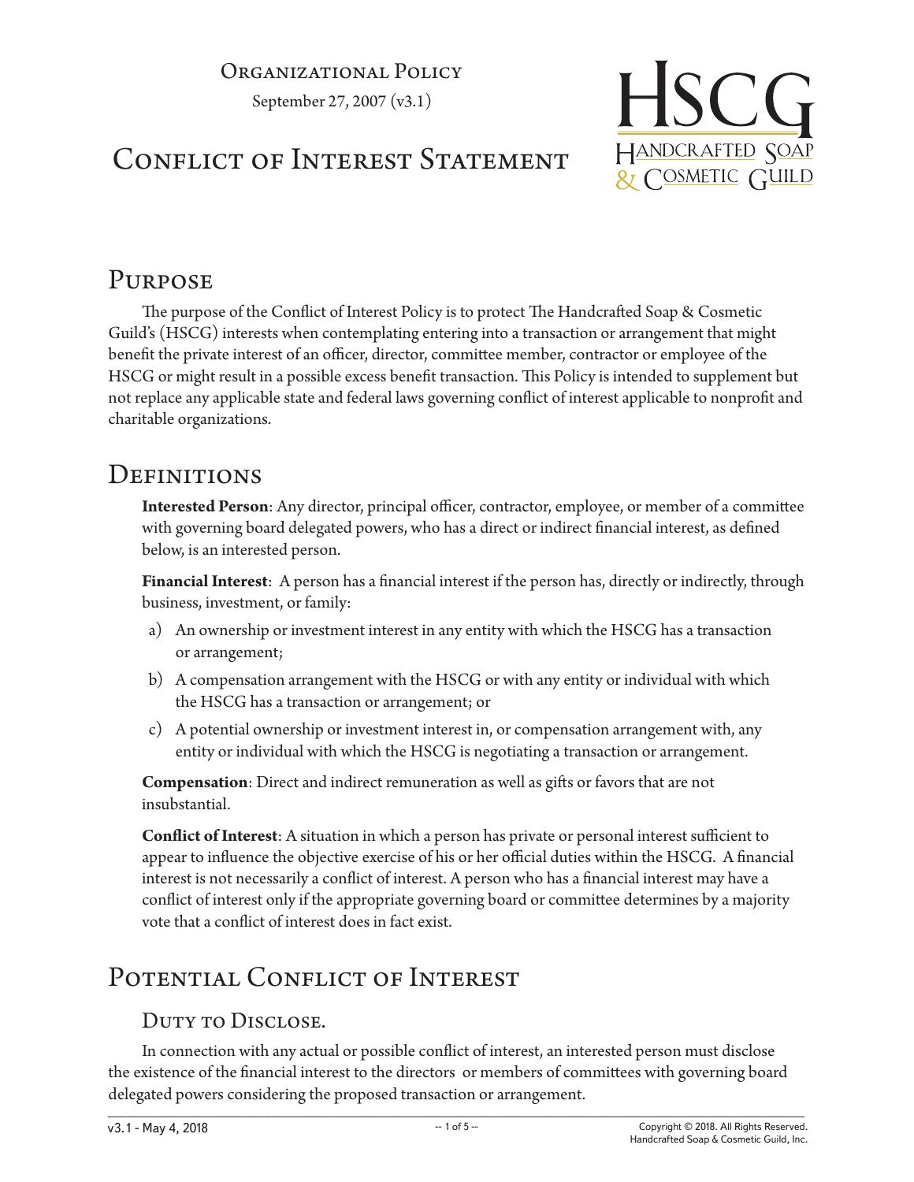Organizational Policy

September 27, 2007 (v3.1)

# Conflict of Interest Statement

## Purpose

The purpose of the Conflict of Interest Policy is to protect The Handcrafted Soap & Cosmetic Guild's (HSCG) interests when contemplating entering into a transaction or arrangement that might benefit the private interest of an officer, director, committee member, contractor or employee of the HSCG or might result in a possible excess benefit transaction. This Policy is intended to supplement but not replace any applicable state and federal laws governing conflict of interest applicable to nonprofit and charitable organizations.

## Definitions

**Interested Person**: Any director, principal officer, contractor, employee, or member of a committee with governing board delegated powers, who has a direct or indirect financial interest, as defined below, is an interested person.

**Financial Interest**: A person has a financial interest if the person has, directly or indirectly, through business, investment, or family:

a) An ownership or investment interest in any entity with which the HSCG has a transaction or arrangement;

b) A compensation arrangement with the HSCG or with any entity or individual with which the HSCG has a transaction or arrangement; or

c) A potential ownership or investment interest in, or compensation arrangement with, any entity or individual with which the HSCG is negotiating a transaction or arrangement.

**Compensation**: Direct and indirect remuneration as well as gifts or favors that are not insubstantial.

**Conflict of Interest**: A situation in which a person has private or personal interest sufficient to appear to influence the objective exercise of his or her official duties within the HSCG. A financial interest is not necessarily a conflict of interest. A person who has a financial interest may have a conflict of interest only if the appropriate governing board or committee determines by a majority vote that a conflict of interest does in fact exist.

## Potential Conflict of Interest

### Duty to Disclose.

In connection with any actual or possible conflict of interest, an interested person must disclose the existence of the financial interest to the directors or members of committees with governing board delegated powers considering the proposed transaction or arrangement.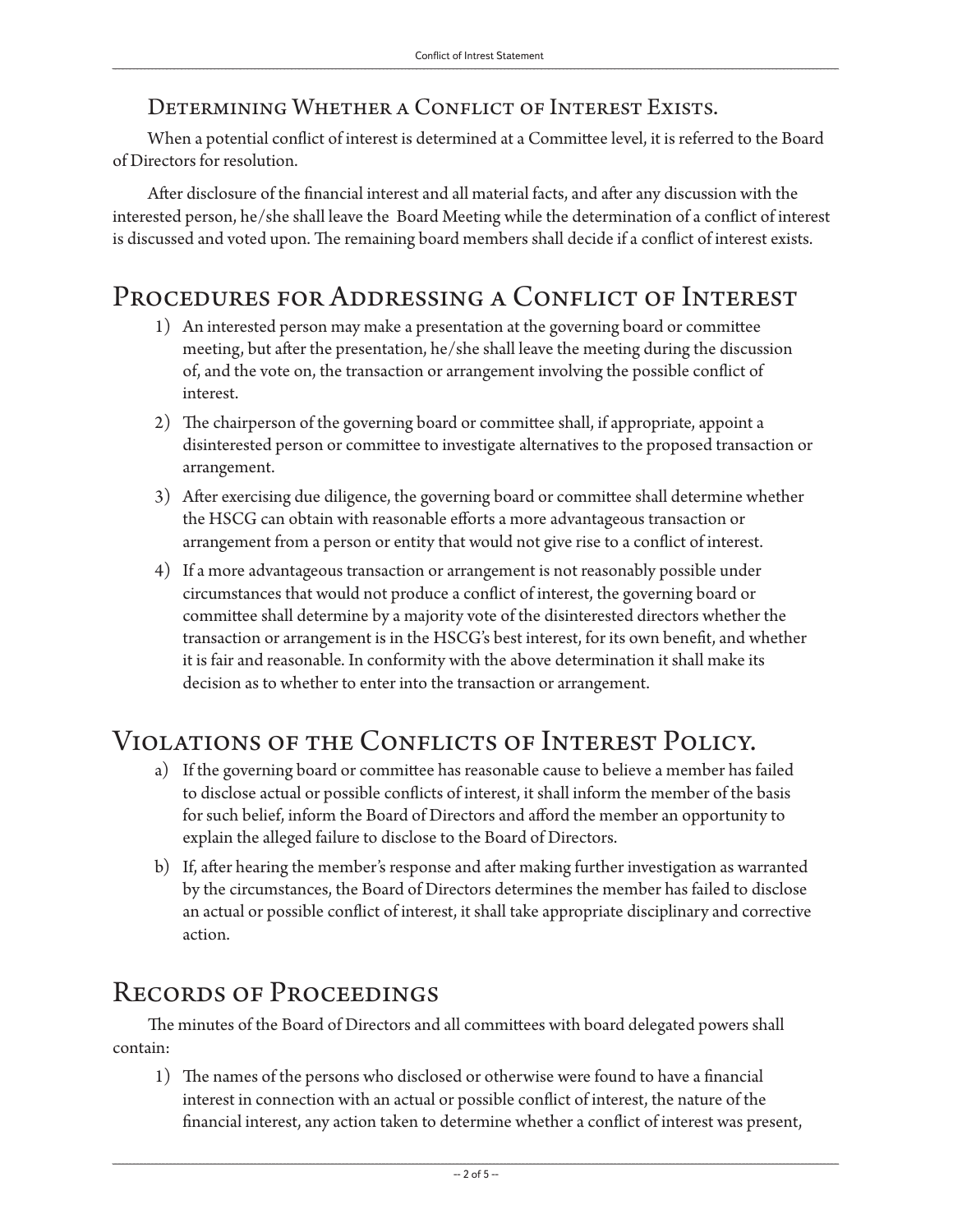### Determining Whether a Conflict of Interest Exists.

When a potential conflict of interest is determined at a Committee level, it is referred to the Board of Directors for resolution.

After disclosure of the financial interest and all material facts, and after any discussion with the interested person, he/she shall leave the Board Meeting while the determination of a conflict of interest is discussed and voted upon. The remaining board members shall decide if a conflict of interest exists.

## Procedures for Addressing a Conflict of Interest

1) An interested person may make a presentation at the governing board or committee meeting, but after the presentation, he/she shall leave the meeting during the discussion of, and the vote on, the transaction or arrangement involving the possible conflict of interest.
2) The chairperson of the governing board or committee shall, if appropriate, appoint a disinterested person or committee to investigate alternatives to the proposed transaction or arrangement.
3) After exercising due diligence, the governing board or committee shall determine whether the HSCG can obtain with reasonable efforts a more advantageous transaction or arrangement from a person or entity that would not give rise to a conflict of interest.
4) If a more advantageous transaction or arrangement is not reasonably possible under circumstances that would not produce a conflict of interest, the governing board or committee shall determine by a majority vote of the disinterested directors whether the transaction or arrangement is in the HSCG's best interest, for its own benefit, and whether it is fair and reasonable. In conformity with the above determination it shall make its decision as to whether to enter into the transaction or arrangement.

## Violations of the Conflicts of Interest Policy.

a) If the governing board or committee has reasonable cause to believe a member has failed to disclose actual or possible conflicts of interest, it shall inform the member of the basis for such belief, inform the Board of Directors and afford the member an opportunity to explain the alleged failure to disclose to the Board of Directors.
b) If, after hearing the member's response and after making further investigation as warranted by the circumstances, the Board of Directors determines the member has failed to disclose an actual or possible conflict of interest, it shall take appropriate disciplinary and corrective action.

## Records of Proceedings

The minutes of the Board of Directors and all committees with board delegated powers shall contain:

1) The names of the persons who disclosed or otherwise were found to have a financial interest in connection with an actual or possible conflict of interest, the nature of the financial interest, any action taken to determine whether a conflict of interest was present,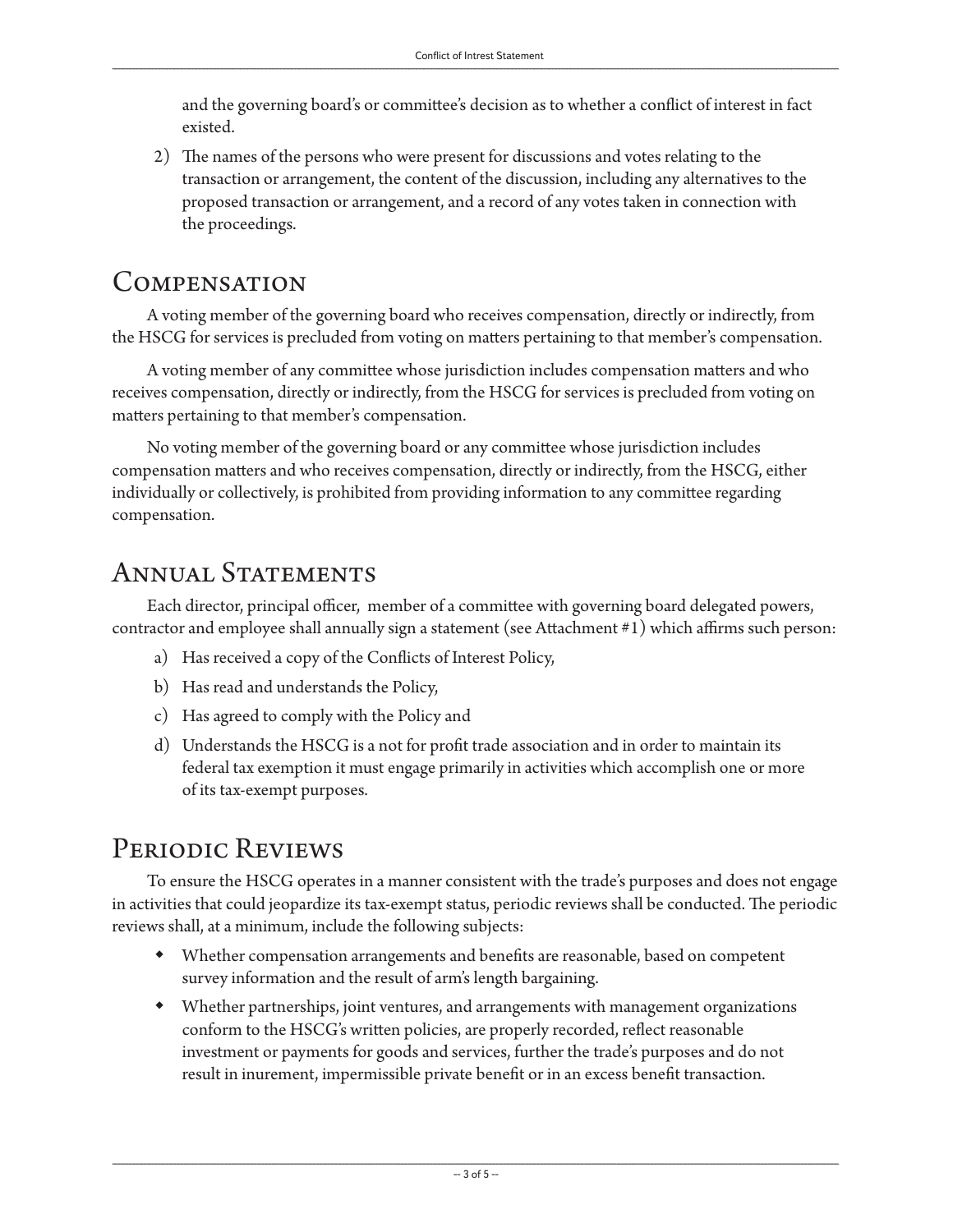and the governing board's or committee's decision as to whether a conflict of interest in fact existed.

2) The names of the persons who were present for discussions and votes relating to the transaction or arrangement, the content of the discussion, including any alternatives to the proposed transaction or arrangement, and a record of any votes taken in connection with the proceedings.

## Compensation

A voting member of the governing board who receives compensation, directly or indirectly, from the HSCG for services is precluded from voting on matters pertaining to that member's compensation.

A voting member of any committee whose jurisdiction includes compensation matters and who receives compensation, directly or indirectly, from the HSCG for services is precluded from voting on matters pertaining to that member's compensation.

No voting member of the governing board or any committee whose jurisdiction includes compensation matters and who receives compensation, directly or indirectly, from the HSCG, either individually or collectively, is prohibited from providing information to any committee regarding compensation.

## Annual Statements

Each director, principal officer, member of a committee with governing board delegated powers, contractor and employee shall annually sign a statement (see Attachment #1) which affirms such person:

a) Has received a copy of the Conflicts of Interest Policy,

b) Has read and understands the Policy,

c) Has agreed to comply with the Policy and

d) Understands the HSCG is a not for profit trade association and in order to maintain its federal tax exemption it must engage primarily in activities which accomplish one or more of its tax-exempt purposes.

## Periodic Reviews

To ensure the HSCG operates in a manner consistent with the trade's purposes and does not engage in activities that could jeopardize its tax-exempt status, periodic reviews shall be conducted. The periodic reviews shall, at a minimum, include the following subjects:

- Whether compensation arrangements and benefits are reasonable, based on competent survey information and the result of arm's length bargaining.
- Whether partnerships, joint ventures, and arrangements with management organizations conform to the HSCG's written policies, are properly recorded, reflect reasonable investment or payments for goods and services, further the trade's purposes and do not result in inurement, impermissible private benefit or in an excess benefit transaction.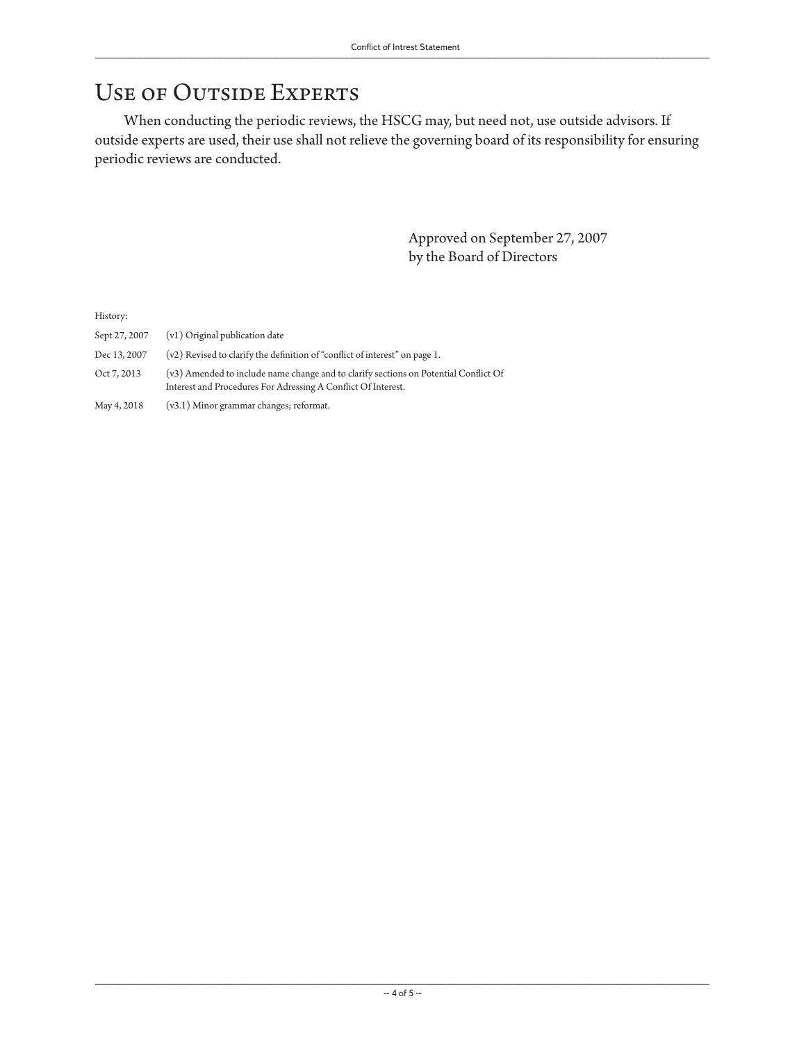## Use of Outside Experts

When conducting the periodic reviews, the HSCG may, but need not, use outside advisors. If outside experts are used, their use shall not relieve the governing board of its responsibility for ensuring periodic reviews are conducted.

Approved on September 27, 2007
by the Board of Directors

History:

| | |
|---|---|
| Sept 27, 2007 | (v1) Original publication date |
| Dec 13, 2007 | (v2) Revised to clarify the definition of "conflict of interest" on page 1. |
| Oct 7, 2013 | (v3) Amended to include name change and to clarify sections on Potential Conflict Of Interest and Procedures For Adressing A Conflict Of Interest. |
| May 4, 2018 | (v3.1) Minor grammar changes; reformat. |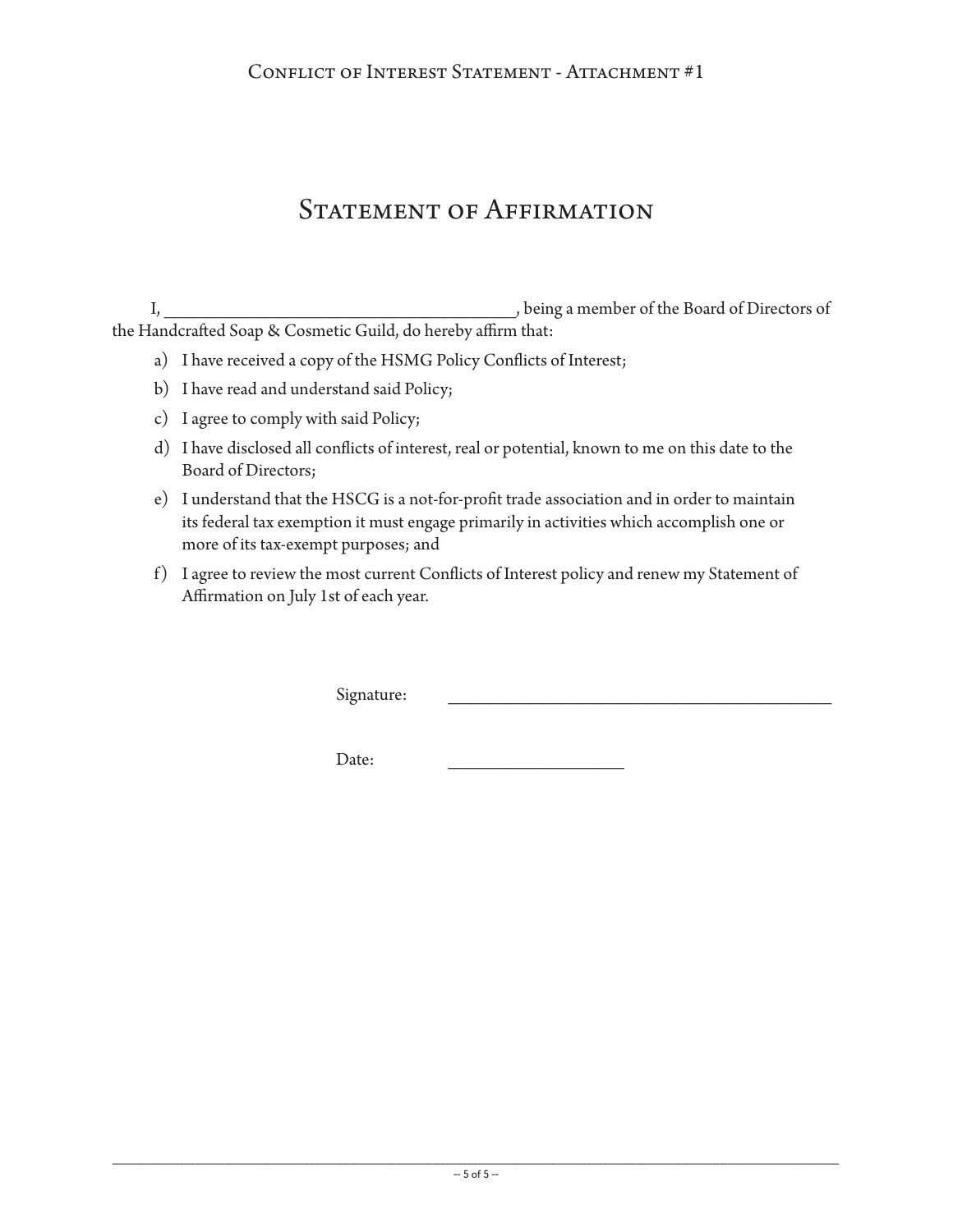# Statement of Affirmation

I, ________________________________________, being a member of the Board of Directors of the Handcrafted Soap & Cosmetic Guild, do hereby affirm that:

a) I have received a copy of the HSMG Policy Conflicts of Interest;

b) I have read and understand said Policy;

c) I agree to comply with said Policy;

d) I have disclosed all conflicts of interest, real or potential, known to me on this date to the Board of Directors;

e) I understand that the HSCG is a not-for-profit trade association and in order to maintain its federal tax exemption it must engage primarily in activities which accomplish one or more of its tax-exempt purposes; and

f) I agree to review the most current Conflicts of Interest policy and renew my Statement of Affirmation on July 1st of each year.

Signature: ____________________________________________

Date: ____________________